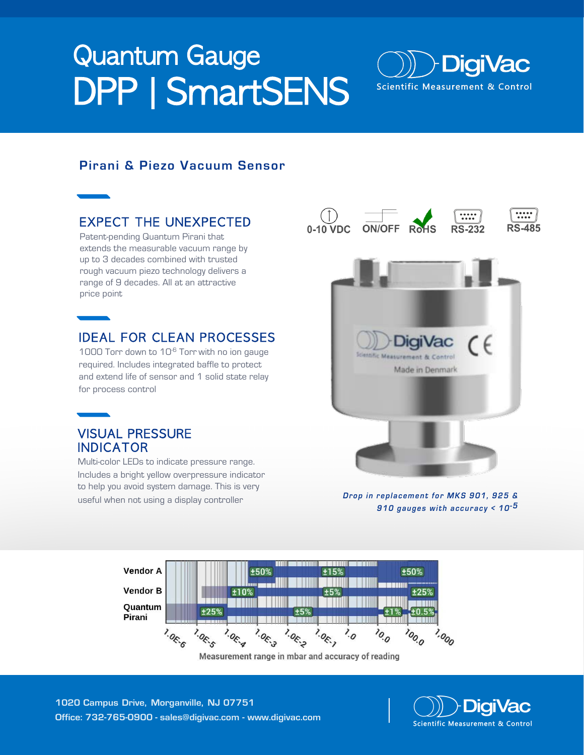# Quantum Gauge
# DPP | SmartSENS

DigiVac
Scientific Measurement & Control

## Pirani & Piezo Vacuum Sensor

### EXPECT THE UNEXPECTED

Patent-pending Quantum Pirani that extends the measurable vacuum range by up to 3 decades combined with trusted rough vacuum piezo technology delivers a range of 9 decades. All at an attractive price point

### IDEAL FOR CLEAN PROCESSES

1000 Torr down to $10^{-6}$ Torr with no ion gauge required. Includes integrated baffle to protect and extend life of sensor and 1 solid state relay for process control

### VISUAL PRESSURE INDICATOR

Multi-color LEDs to indicate pressure range. Includes a bright yellow overpressure indicator to help you avoid system damage. This is very useful when not using a display controller

0-10 VDC | ON/OFF | RoHS | RS-232 | RS-485

*Drop in replacement for MKS 901, 925 & 910 gauges with accuracy < $10^{-5}$*

| | Accuracy of reading |
|---|---|
| Vendor A | ±50%, ±15%, ±50% |
| Vendor B | ±10%, ±5%, ±25% |
| Quantum Pirani | ±25%, ±5%, ±1%, ±0.5% |

Axis: 1.0E-6, 1.0E-5, 1.0E-4, 1.0E-3, 1.0E-2, 1.0E-1, 1.0, 10.0, 100.0, 1,000

Measurement range in mbar and accuracy of reading

1020 Campus Drive, Morganville, NJ 07751
Office: 732-765-0900 - sales@digivac.com - www.digivac.com

DigiVac
Scientific Measurement & Control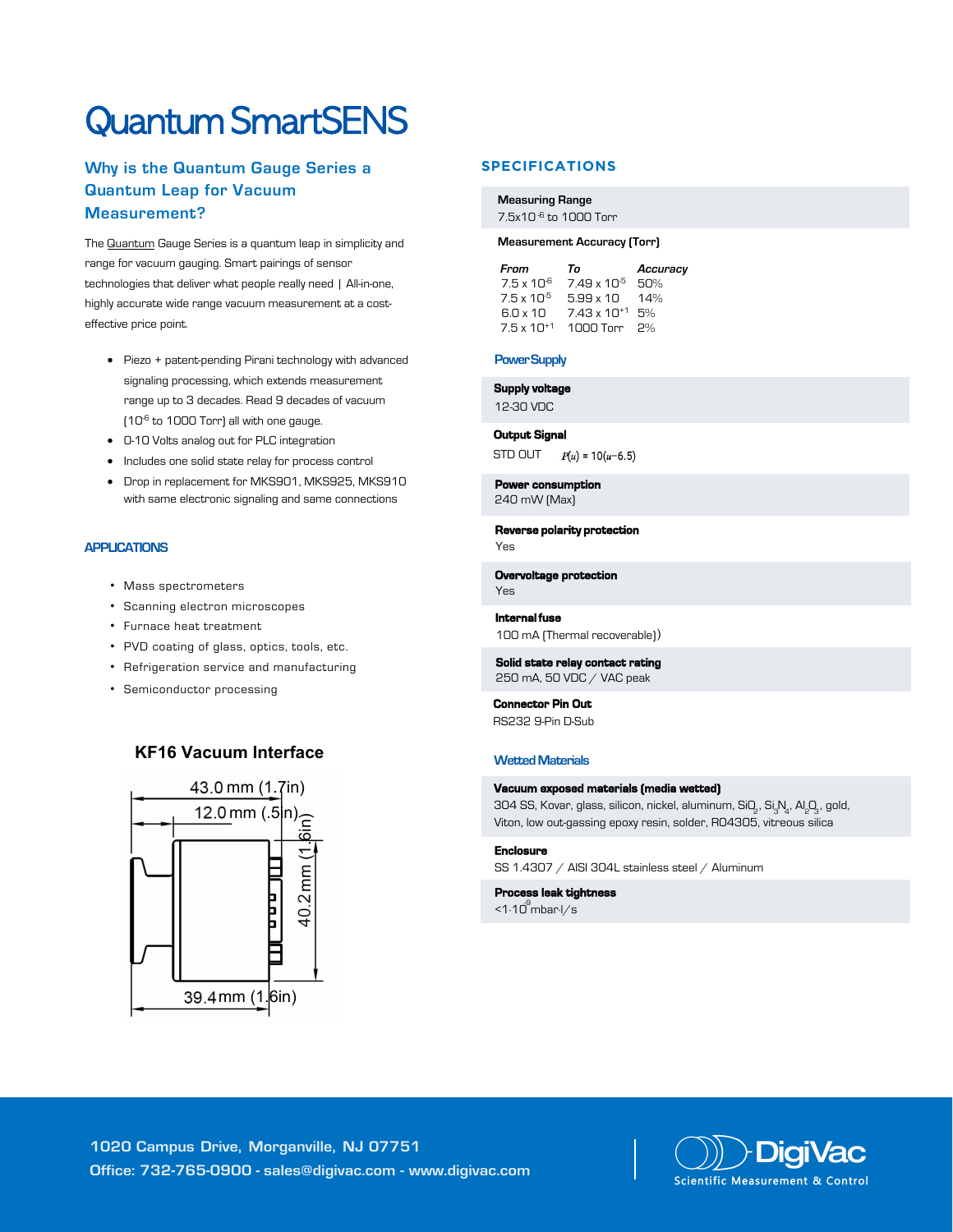# Quantum SmartSENS

## Why is the Quantum Gauge Series a Quantum Leap for Vacuum Measurement?

The Quantum Gauge Series is a quantum leap in simplicity and range for vacuum gauging. Smart pairings of sensor technologies that deliver what people really need | All-in-one, highly accurate wide range vacuum measurement at a cost-effective price point.

- Piezo + patent-pending Pirani technology with advanced signaling processing, which extends measurement range up to 3 decades. Read 9 decades of vacuum ($10^{-6}$ to 1000 Torr) all with one gauge.
- 0-10 Volts analog out for PLC integration
- Includes one solid state relay for process control
- Drop in replacement for MKS901, MKS925, MKS910 with same electronic signaling and same connections

### APPLICATIONS

- Mass spectrometers
- Scanning electron microscopes
- Furnace heat treatment
- PVD coating of glass, optics, tools, etc.
- Refrigeration service and manufacturing
- Semiconductor processing

### KF16 Vacuum Interface

43.0 mm (1.7in)
12.0 mm (.5in)
40.2 mm (1.6in)
39.4 mm (1.6in)

## SPECIFICATIONS

**Measuring Range**
$7.5 \times 10^{-6}$ to 1000 Torr

**Measurement Accuracy (Torr)**

| *From* | *To* | *Accuracy* |
|---|---|---|
| $7.5 \times 10^{-6}$ | $7.49 \times 10^{-5}$ | 50% |
| $7.5 \times 10^{-5}$ | $5.99 \times 10$ | 14% |
| $6.0 \times 10$ | $7.43 \times 10^{+1}$ | 5% |
| $7.5 \times 10^{+1}$ | 1000 Torr | 2% |

### Power Supply

**Supply voltage**
12-30 VDC

**Output Signal**
STD OUT $P(u) = 10(u - 6.5)$

**Power consumption**
240 mW (Max)

**Reverse polarity protection**
Yes

**Overvoltage protection**
Yes

**Internal fuse**
100 mA (Thermal recoverable))

**Solid state relay contact rating**
250 mA, 50 VDC / VAC peak

**Connector Pin Out**
RS232 9-Pin D-Sub

### Wetted Materials

**Vacuum exposed materials (media wetted)**
304 SS, Kovar, glass, silicon, nickel, aluminum, $SiO_2$, $Si_3N_4$, $Al_2O_3$, gold, Viton, low out-gassing epoxy resin, solder, RO4305, vitreous silica

**Enclosure**
SS 1.4307 / AISI 304L stainless steel / Aluminum

**Process leak tightness**
$<1 \cdot 10^{-9}$ mbar·l/s

1020 Campus Drive, Morganville, NJ 07751
Office: 732-765-0900 - sales@digivac.com - www.digivac.com

DigiVac Scientific Measurement & Control